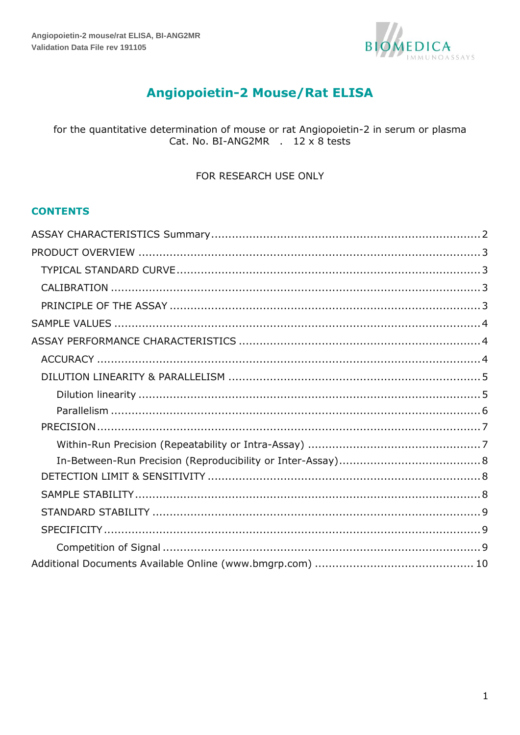# Angiopoietin-2 Mouse/Rat ELISA

for the quantitative determination of mouse or rat Angiopoietin-2 in serum or plasma
Cat. No. BI-ANG2MR . 12 x 8 tests

FOR RESEARCH USE ONLY

## CONTENTS

- ASSAY CHARACTERISTICS Summary ..... 2
- PRODUCT OVERVIEW ..... 3
  - TYPICAL STANDARD CURVE ..... 3
  - CALIBRATION ..... 3
  - PRINCIPLE OF THE ASSAY ..... 3
- SAMPLE VALUES ..... 4
- ASSAY PERFORMANCE CHARACTERISTICS ..... 4
  - ACCURACY ..... 4
  - DILUTION LINEARITY & PARALLELISM ..... 5
    - Dilution linearity ..... 5
    - Parallelism ..... 6
  - PRECISION ..... 7
    - Within-Run Precision (Repeatability or Intra-Assay) ..... 7
    - In-Between-Run Precision (Reproducibility or Inter-Assay) ..... 8
  - DETECTION LIMIT & SENSITIVITY ..... 8
  - SAMPLE STABILITY ..... 8
  - STANDARD STABILITY ..... 9
  - SPECIFICITY ..... 9
    - Competition of Signal ..... 9
- Additional Documents Available Online (www.bmgrp.com) ..... 10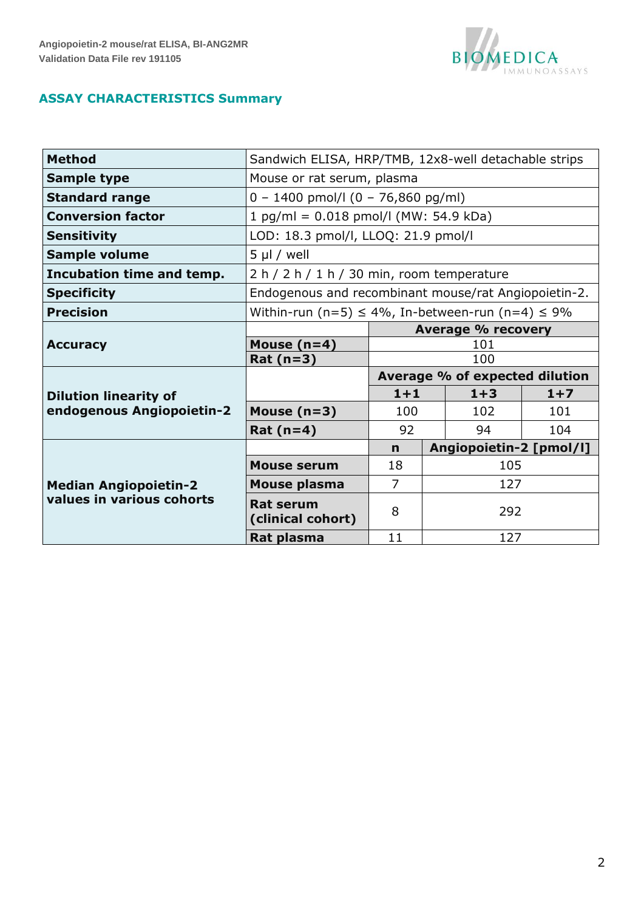## ASSAY CHARACTERISTICS Summary

| | | | | |
|---|---|---|---|---|
| **Method** | Sandwich ELISA, HRP/TMB, 12x8-well detachable strips | | | |
| **Sample type** | Mouse or rat serum, plasma | | | |
| **Standard range** | 0 – 1400 pmol/l (0 – 76,860 pg/ml) | | | |
| **Conversion factor** | 1 pg/ml = 0.018 pmol/l (MW: 54.9 kDa) | | | |
| **Sensitivity** | LOD: 18.3 pmol/l, LLOQ: 21.9 pmol/l | | | |
| **Sample volume** | 5 µl / well | | | |
| **Incubation time and temp.** | 2 h / 2 h / 1 h / 30 min, room temperature | | | |
| **Specificity** | Endogenous and recombinant mouse/rat Angiopoietin-2. | | | |
| **Precision** | Within-run (n=5) ≤ 4%, In-between-run (n=4) ≤ 9% | | | |
| **Accuracy** | | **Average % recovery** | | |
| | **Mouse (n=4)** | 101 | | |
| | **Rat (n=3)** | 100 | | |
| **Dilution linearity of endogenous Angiopoietin-2** | | **Average % of expected dilution** | | |
| | | **1+1** | **1+3** | **1+7** |
| | **Mouse (n=3)** | 100 | 102 | 101 |
| | **Rat (n=4)** | 92 | 94 | 104 |
| **Median Angiopoietin-2 values in various cohorts** | | **n** | **Angiopoietin-2 [pmol/l]** | |
| | **Mouse serum** | 18 | 105 | |
| | **Mouse plasma** | 7 | 127 | |
| | **Rat serum (clinical cohort)** | 8 | 292 | |
| | **Rat plasma** | 11 | 127 | |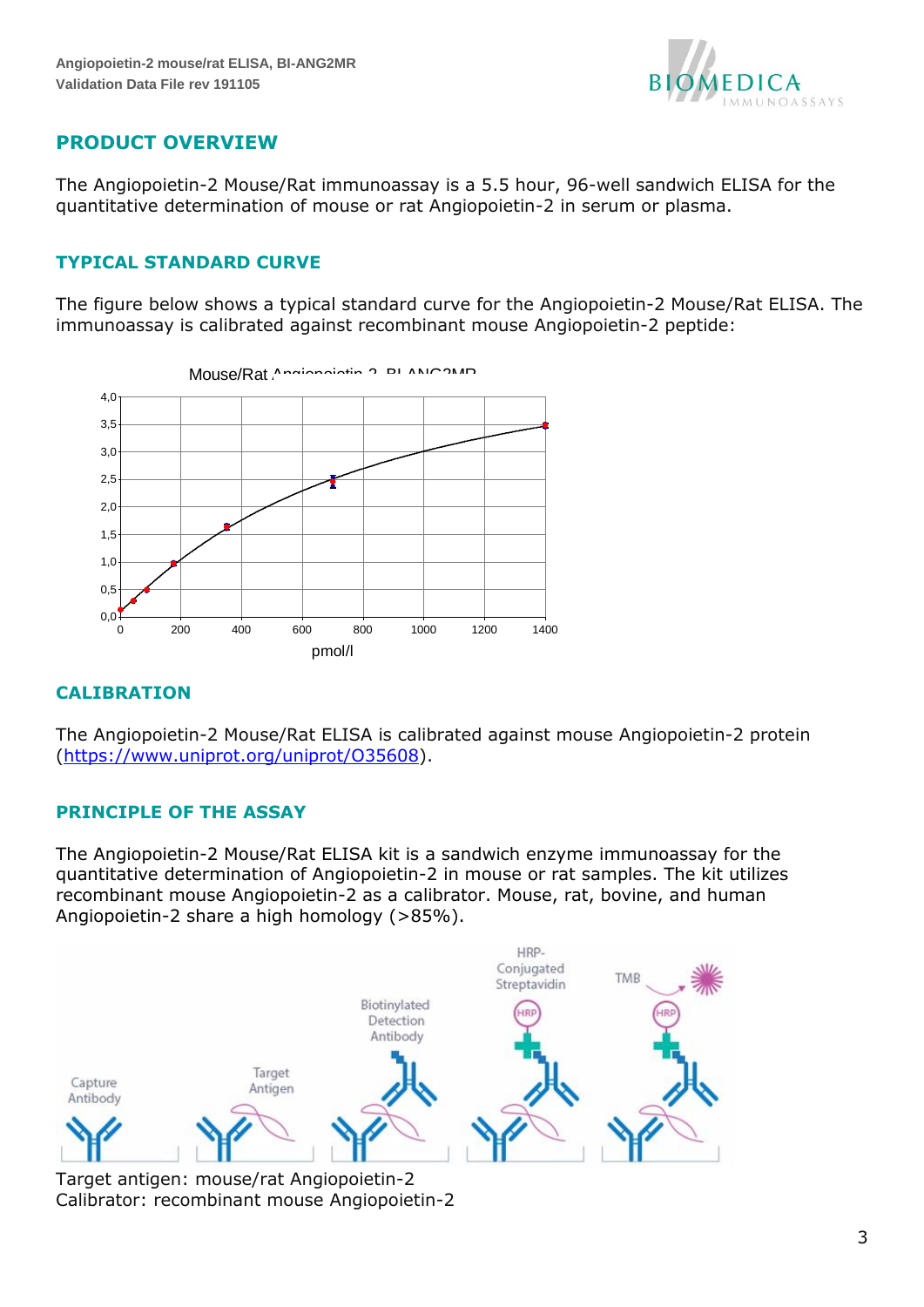## PRODUCT OVERVIEW

The Angiopoietin-2 Mouse/Rat immunoassay is a 5.5 hour, 96-well sandwich ELISA for the quantitative determination of mouse or rat Angiopoietin-2 in serum or plasma.

### TYPICAL STANDARD CURVE

The figure below shows a typical standard curve for the Angiopoietin-2 Mouse/Rat ELISA. The immunoassay is calibrated against recombinant mouse Angiopoietin-2 peptide:

### CALIBRATION

The Angiopoietin-2 Mouse/Rat ELISA is calibrated against mouse Angiopoietin-2 protein (https://www.uniprot.org/uniprot/O35608).

### PRINCIPLE OF THE ASSAY

The Angiopoietin-2 Mouse/Rat ELISA kit is a sandwich enzyme immunoassay for the quantitative determination of Angiopoietin-2 in mouse or rat samples. The kit utilizes recombinant mouse Angiopoietin-2 as a calibrator. Mouse, rat, bovine, and human Angiopoietin-2 share a high homology (>85%).

Target antigen: mouse/rat Angiopoietin-2
Calibrator: recombinant mouse Angiopoietin-2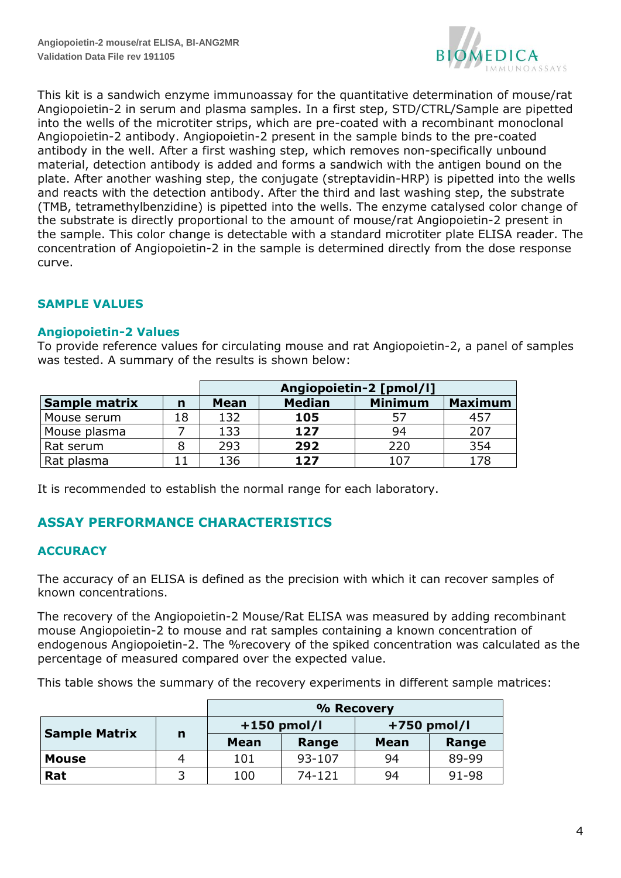This kit is a sandwich enzyme immunoassay for the quantitative determination of mouse/rat Angiopoietin-2 in serum and plasma samples. In a first step, STD/CTRL/Sample are pipetted into the wells of the microtiter strips, which are pre-coated with a recombinant monoclonal Angiopoietin-2 antibody. Angiopoietin-2 present in the sample binds to the pre-coated antibody in the well. After a first washing step, which removes non-specifically unbound material, detection antibody is added and forms a sandwich with the antigen bound on the plate. After another washing step, the conjugate (streptavidin-HRP) is pipetted into the wells and reacts with the detection antibody. After the third and last washing step, the substrate (TMB, tetramethylbenzidine) is pipetted into the wells. The enzyme catalysed color change of the substrate is directly proportional to the amount of mouse/rat Angiopoietin-2 present in the sample. This color change is detectable with a standard microtiter plate ELISA reader. The concentration of Angiopoietin-2 in the sample is determined directly from the dose response curve.

## SAMPLE VALUES

### Angiopoietin-2 Values

To provide reference values for circulating mouse and rat Angiopoietin-2, a panel of samples was tested. A summary of the results is shown below:

| | | Angiopoietin-2 [pmol/l] | | | |
|---|---|---|---|---|---|
| **Sample matrix** | **n** | **Mean** | **Median** | **Minimum** | **Maximum** |
| Mouse serum | 18 | 132 | **105** | 57 | 457 |
| Mouse plasma | 7 | 133 | **127** | 94 | 207 |
| Rat serum | 8 | 293 | **292** | 220 | 354 |
| Rat plasma | 11 | 136 | **127** | 107 | 178 |

It is recommended to establish the normal range for each laboratory.

## ASSAY PERFORMANCE CHARACTERISTICS

### ACCURACY

The accuracy of an ELISA is defined as the precision with which it can recover samples of known concentrations.

The recovery of the Angiopoietin-2 Mouse/Rat ELISA was measured by adding recombinant mouse Angiopoietin-2 to mouse and rat samples containing a known concentration of endogenous Angiopoietin-2. The %recovery of the spiked concentration was calculated as the percentage of measured compared over the expected value.

This table shows the summary of the recovery experiments in different sample matrices:

| | | % Recovery | | | |
|---|---|---|---|---|---|
| | | +150 pmol/l | | +750 pmol/l | |
| **Sample Matrix** | **n** | **Mean** | **Range** | **Mean** | **Range** |
| **Mouse** | 4 | 101 | 93-107 | 94 | 89-99 |
| **Rat** | 3 | 100 | 74-121 | 94 | 91-98 |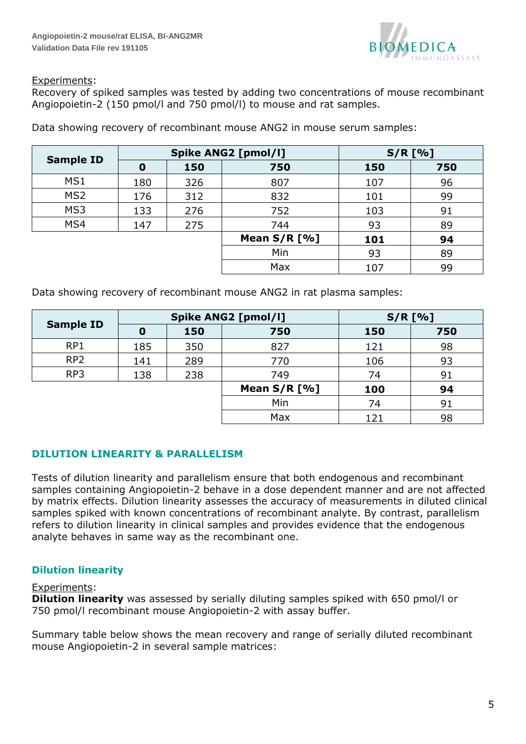Experiments:
Recovery of spiked samples was tested by adding two concentrations of mouse recombinant Angiopoietin-2 (150 pmol/l and 750 pmol/l) to mouse and rat samples.

Data showing recovery of recombinant mouse ANG2 in mouse serum samples:

| Sample ID | Spike ANG2 [pmol/l] | | | S/R [%] | |
|---|---|---|---|---|---|
| | **0** | **150** | **750** | **150** | **750** |
| MS1 | 180 | 326 | 807 | 107 | 96 |
| MS2 | 176 | 312 | 832 | 101 | 99 |
| MS3 | 133 | 276 | 752 | 103 | 91 |
| MS4 | 147 | 275 | 744 | 93 | 89 |
| | | | **Mean S/R [%]** | **101** | **94** |
| | | | Min | 93 | 89 |
| | | | Max | 107 | 99 |

Data showing recovery of recombinant mouse ANG2 in rat plasma samples:

| Sample ID | Spike ANG2 [pmol/l] | | | S/R [%] | |
|---|---|---|---|---|---|
| | **0** | **150** | **750** | **150** | **750** |
| RP1 | 185 | 350 | 827 | 121 | 98 |
| RP2 | 141 | 289 | 770 | 106 | 93 |
| RP3 | 138 | 238 | 749 | 74 | 91 |
| | | | **Mean S/R [%]** | **100** | **94** |
| | | | Min | 74 | 91 |
| | | | Max | 121 | 98 |

## DILUTION LINEARITY & PARALLELISM

Tests of dilution linearity and parallelism ensure that both endogenous and recombinant samples containing Angiopoietin-2 behave in a dose dependent manner and are not affected by matrix effects. Dilution linearity assesses the accuracy of measurements in diluted clinical samples spiked with known concentrations of recombinant analyte. By contrast, parallelism refers to dilution linearity in clinical samples and provides evidence that the endogenous analyte behaves in same way as the recombinant one.

### Dilution linearity

Experiments:
**Dilution linearity** was assessed by serially diluting samples spiked with 650 pmol/l or 750 pmol/l recombinant mouse Angiopoietin-2 with assay buffer.

Summary table below shows the mean recovery and range of serially diluted recombinant mouse Angiopoietin-2 in several sample matrices: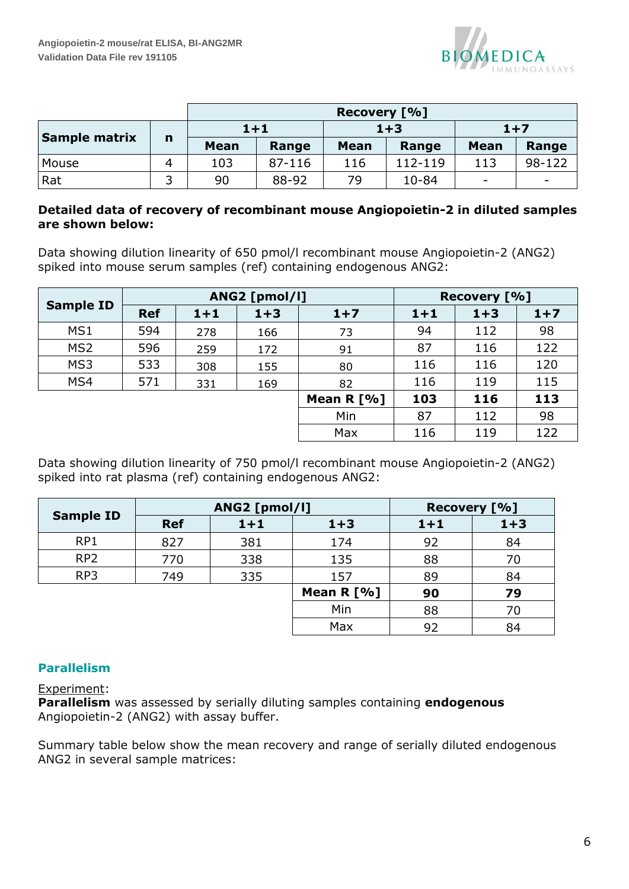| Sample matrix | n | Recovery [%] | | | | | |
|---|---|---|---|---|---|---|---|
| | | 1+1 | | 1+3 | | 1+7 | |
| | | Mean | Range | Mean | Range | Mean | Range |
| Mouse | 4 | 103 | 87-116 | 116 | 112-119 | 113 | 98-122 |
| Rat | 3 | 90 | 88-92 | 79 | 10-84 | - | - |

**Detailed data of recovery of recombinant mouse Angiopoietin-2 in diluted samples are shown below:**

Data showing dilution linearity of 650 pmol/l recombinant mouse Angiopoietin-2 (ANG2) spiked into mouse serum samples (ref) containing endogenous ANG2:

| Sample ID | ANG2 [pmol/l] | | | | Recovery [%] | | |
|---|---|---|---|---|---|---|---|
| | Ref | 1+1 | 1+3 | 1+7 | 1+1 | 1+3 | 1+7 |
| MS1 | 594 | 278 | 166 | 73 | 94 | 112 | 98 |
| MS2 | 596 | 259 | 172 | 91 | 87 | 116 | 122 |
| MS3 | 533 | 308 | 155 | 80 | 116 | 116 | 120 |
| MS4 | 571 | 331 | 169 | 82 | 116 | 119 | 115 |
| | | | | **Mean R [%]** | **103** | **116** | **113** |
| | | | | Min | 87 | 112 | 98 |
| | | | | Max | 116 | 119 | 122 |

Data showing dilution linearity of 750 pmol/l recombinant mouse Angiopoietin-2 (ANG2) spiked into rat plasma (ref) containing endogenous ANG2:

| Sample ID | ANG2 [pmol/l] | | | Recovery [%] | |
|---|---|---|---|---|---|
| | Ref | 1+1 | 1+3 | 1+1 | 1+3 |
| RP1 | 827 | 381 | 174 | 92 | 84 |
| RP2 | 770 | 338 | 135 | 88 | 70 |
| RP3 | 749 | 335 | 157 | 89 | 84 |
| | | | **Mean R [%]** | **90** | **79** |
| | | | Min | 88 | 70 |
| | | | Max | 92 | 84 |

## Parallelism

Experiment:
**Parallelism** was assessed by serially diluting samples containing **endogenous** Angiopoietin-2 (ANG2) with assay buffer.

Summary table below show the mean recovery and range of serially diluted endogenous ANG2 in several sample matrices: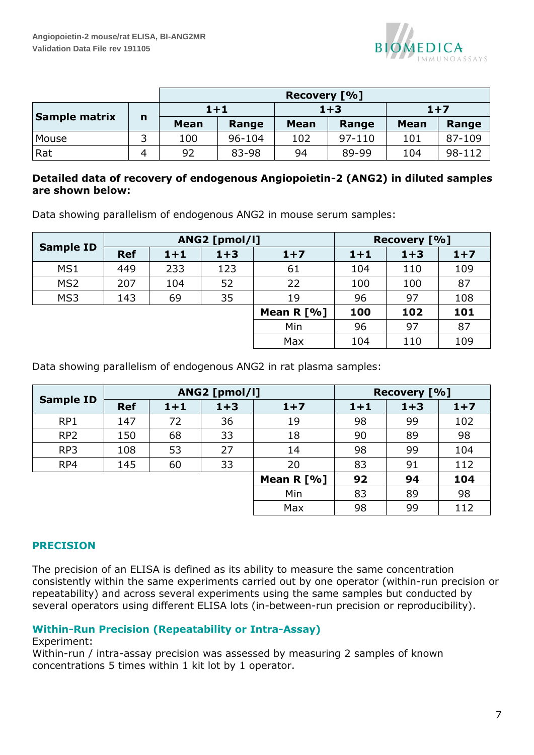| Sample matrix | n | Recovery [%] | | | | | |
|---|---|---|---|---|---|---|---|
| | | 1+1 | | 1+3 | | 1+7 | |
| | | Mean | Range | Mean | Range | Mean | Range |
| Mouse | 3 | 100 | 96-104 | 102 | 97-110 | 101 | 87-109 |
| Rat | 4 | 92 | 83-98 | 94 | 89-99 | 104 | 98-112 |

**Detailed data of recovery of endogenous Angiopoietin-2 (ANG2) in diluted samples are shown below:**

Data showing parallelism of endogenous ANG2 in mouse serum samples:

| Sample ID | ANG2 [pmol/l] | | | | Recovery [%] | | |
|---|---|---|---|---|---|---|---|
| | Ref | 1+1 | 1+3 | 1+7 | 1+1 | 1+3 | 1+7 |
| MS1 | 449 | 233 | 123 | 61 | 104 | 110 | 109 |
| MS2 | 207 | 104 | 52 | 22 | 100 | 100 | 87 |
| MS3 | 143 | 69 | 35 | 19 | 96 | 97 | 108 |
| | | | | **Mean R [%]** | **100** | **102** | **101** |
| | | | | Min | 96 | 97 | 87 |
| | | | | Max | 104 | 110 | 109 |

Data showing parallelism of endogenous ANG2 in rat plasma samples:

| Sample ID | ANG2 [pmol/l] | | | | Recovery [%] | | |
|---|---|---|---|---|---|---|---|
| | Ref | 1+1 | 1+3 | 1+7 | 1+1 | 1+3 | 1+7 |
| RP1 | 147 | 72 | 36 | 19 | 98 | 99 | 102 |
| RP2 | 150 | 68 | 33 | 18 | 90 | 89 | 98 |
| RP3 | 108 | 53 | 27 | 14 | 98 | 99 | 104 |
| RP4 | 145 | 60 | 33 | 20 | 83 | 91 | 112 |
| | | | | **Mean R [%]** | **92** | **94** | **104** |
| | | | | Min | 83 | 89 | 98 |
| | | | | Max | 98 | 99 | 112 |

## PRECISION

The precision of an ELISA is defined as its ability to measure the same concentration consistently within the same experiments carried out by one operator (within-run precision or repeatability) and across several experiments using the same samples but conducted by several operators using different ELISA lots (in-between-run precision or reproducibility).

### Within-Run Precision (Repeatability or Intra-Assay)

Experiment:
Within-run / intra-assay precision was assessed by measuring 2 samples of known concentrations 5 times within 1 kit lot by 1 operator.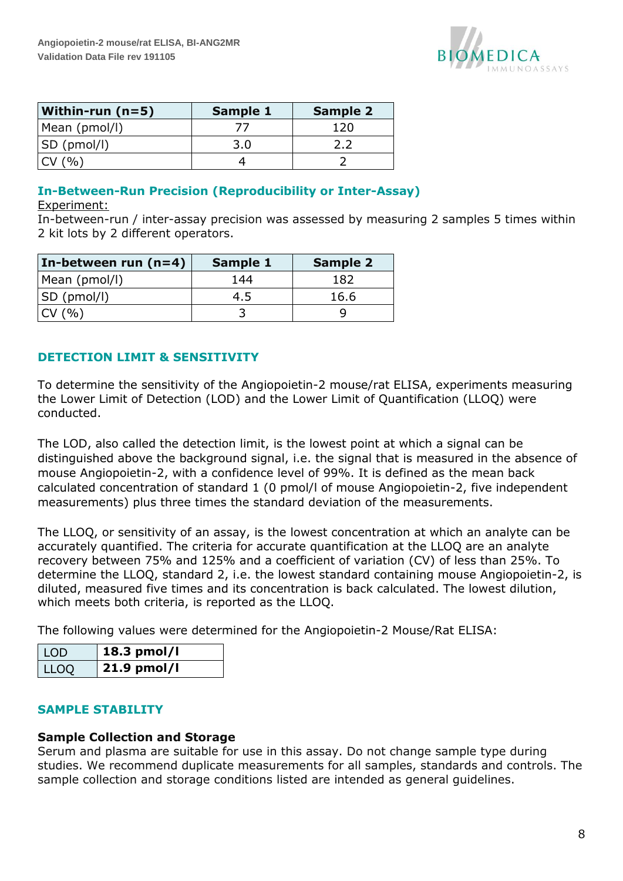| Within-run (n=5) | Sample 1 | Sample 2 |
|---|---|---|
| Mean (pmol/l) | 77 | 120 |
| SD (pmol/l) | 3.0 | 2.2 |
| CV (%) | 4 | 2 |

### In-Between-Run Precision (Reproducibility or Inter-Assay)

Experiment:
In-between-run / inter-assay precision was assessed by measuring 2 samples 5 times within 2 kit lots by 2 different operators.

| In-between run (n=4) | Sample 1 | Sample 2 |
|---|---|---|
| Mean (pmol/l) | 144 | 182 |
| SD (pmol/l) | 4.5 | 16.6 |
| CV (%) | 3 | 9 |

## DETECTION LIMIT & SENSITIVITY

To determine the sensitivity of the Angiopoietin-2 mouse/rat ELISA, experiments measuring the Lower Limit of Detection (LOD) and the Lower Limit of Quantification (LLOQ) were conducted.

The LOD, also called the detection limit, is the lowest point at which a signal can be distinguished above the background signal, i.e. the signal that is measured in the absence of mouse Angiopoietin-2, with a confidence level of 99%. It is defined as the mean back calculated concentration of standard 1 (0 pmol/l of mouse Angiopoietin-2, five independent measurements) plus three times the standard deviation of the measurements.

The LLOQ, or sensitivity of an assay, is the lowest concentration at which an analyte can be accurately quantified. The criteria for accurate quantification at the LLOQ are an analyte recovery between 75% and 125% and a coefficient of variation (CV) of less than 25%. To determine the LLOQ, standard 2, i.e. the lowest standard containing mouse Angiopoietin-2, is diluted, measured five times and its concentration is back calculated. The lowest dilution, which meets both criteria, is reported as the LLOQ.

The following values were determined for the Angiopoietin-2 Mouse/Rat ELISA:

| | |
|---|---|
| LOD | **18.3 pmol/l** |
| LLOQ | **21.9 pmol/l** |

## SAMPLE STABILITY

### Sample Collection and Storage

Serum and plasma are suitable for use in this assay. Do not change sample type during studies. We recommend duplicate measurements for all samples, standards and controls. The sample collection and storage conditions listed are intended as general guidelines.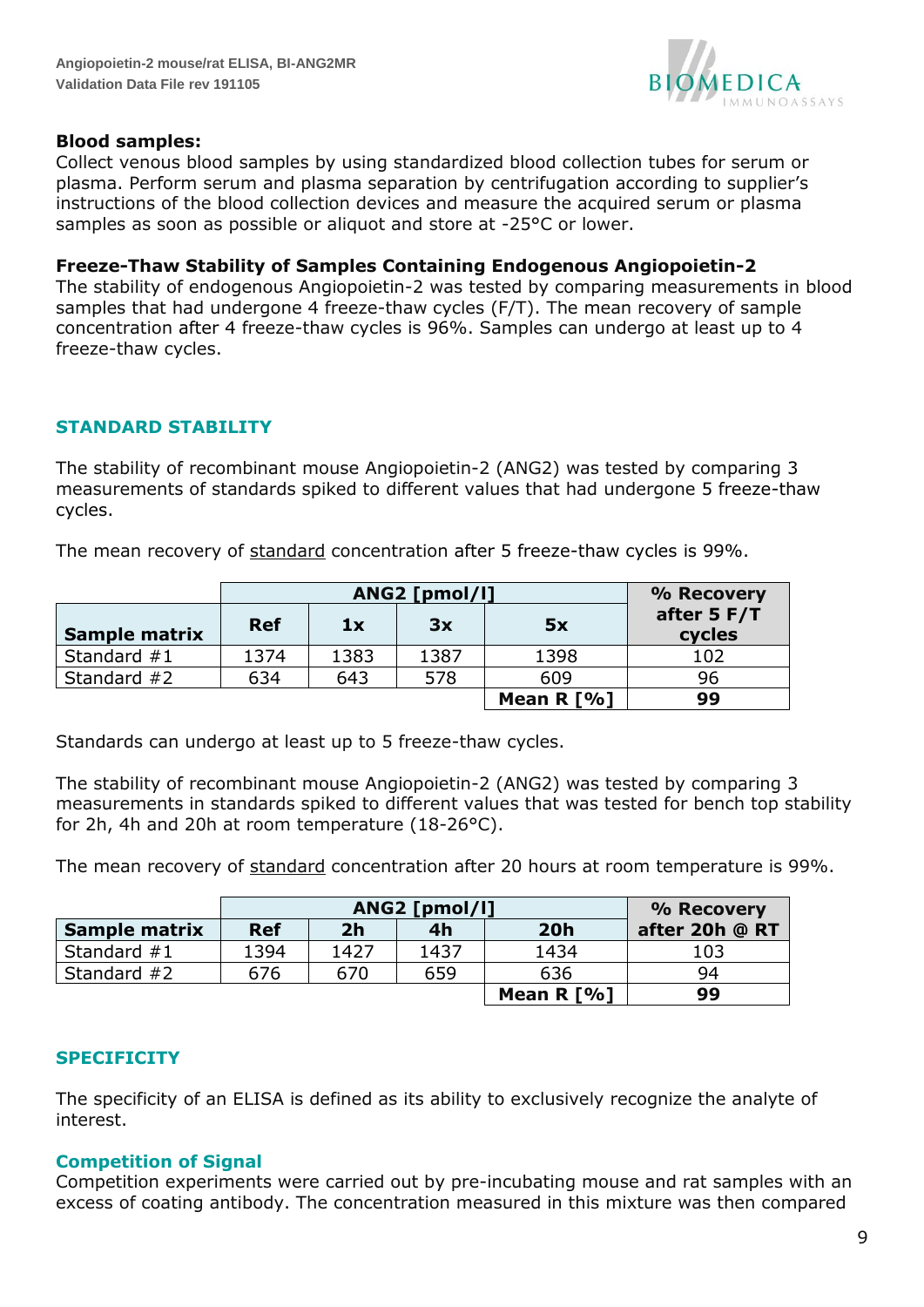**Blood samples:**
Collect venous blood samples by using standardized blood collection tubes for serum or plasma. Perform serum and plasma separation by centrifugation according to supplier's instructions of the blood collection devices and measure the acquired serum or plasma samples as soon as possible or aliquot and store at -25°C or lower.

**Freeze-Thaw Stability of Samples Containing Endogenous Angiopoietin-2**
The stability of endogenous Angiopoietin-2 was tested by comparing measurements in blood samples that had undergone 4 freeze-thaw cycles (F/T). The mean recovery of sample concentration after 4 freeze-thaw cycles is 96%. Samples can undergo at least up to 4 freeze-thaw cycles.

## STANDARD STABILITY

The stability of recombinant mouse Angiopoietin-2 (ANG2) was tested by comparing 3 measurements of standards spiked to different values that had undergone 5 freeze-thaw cycles.

The mean recovery of standard concentration after 5 freeze-thaw cycles is 99%.

| | ANG2 [pmol/l] | | | | % Recovery after 5 F/T cycles |
|---|---|---|---|---|---|
| **Sample matrix** | **Ref** | **1x** | **3x** | **5x** | |
| Standard #1 | 1374 | 1383 | 1387 | 1398 | 102 |
| Standard #2 | 634 | 643 | 578 | 609 | 96 |
| | | | | **Mean R [%]** | **99** |

Standards can undergo at least up to 5 freeze-thaw cycles.

The stability of recombinant mouse Angiopoietin-2 (ANG2) was tested by comparing 3 measurements in standards spiked to different values that was tested for bench top stability for 2h, 4h and 20h at room temperature (18-26°C).

The mean recovery of standard concentration after 20 hours at room temperature is 99%.

| | ANG2 [pmol/l] | | | | % Recovery |
|---|---|---|---|---|---|
| **Sample matrix** | **Ref** | **2h** | **4h** | **20h** | **after 20h @ RT** |
| Standard #1 | 1394 | 1427 | 1437 | 1434 | 103 |
| Standard #2 | 676 | 670 | 659 | 636 | 94 |
| | | | | **Mean R [%]** | **99** |

## SPECIFICITY

The specificity of an ELISA is defined as its ability to exclusively recognize the analyte of interest.

### Competition of Signal

Competition experiments were carried out by pre-incubating mouse and rat samples with an excess of coating antibody. The concentration measured in this mixture was then compared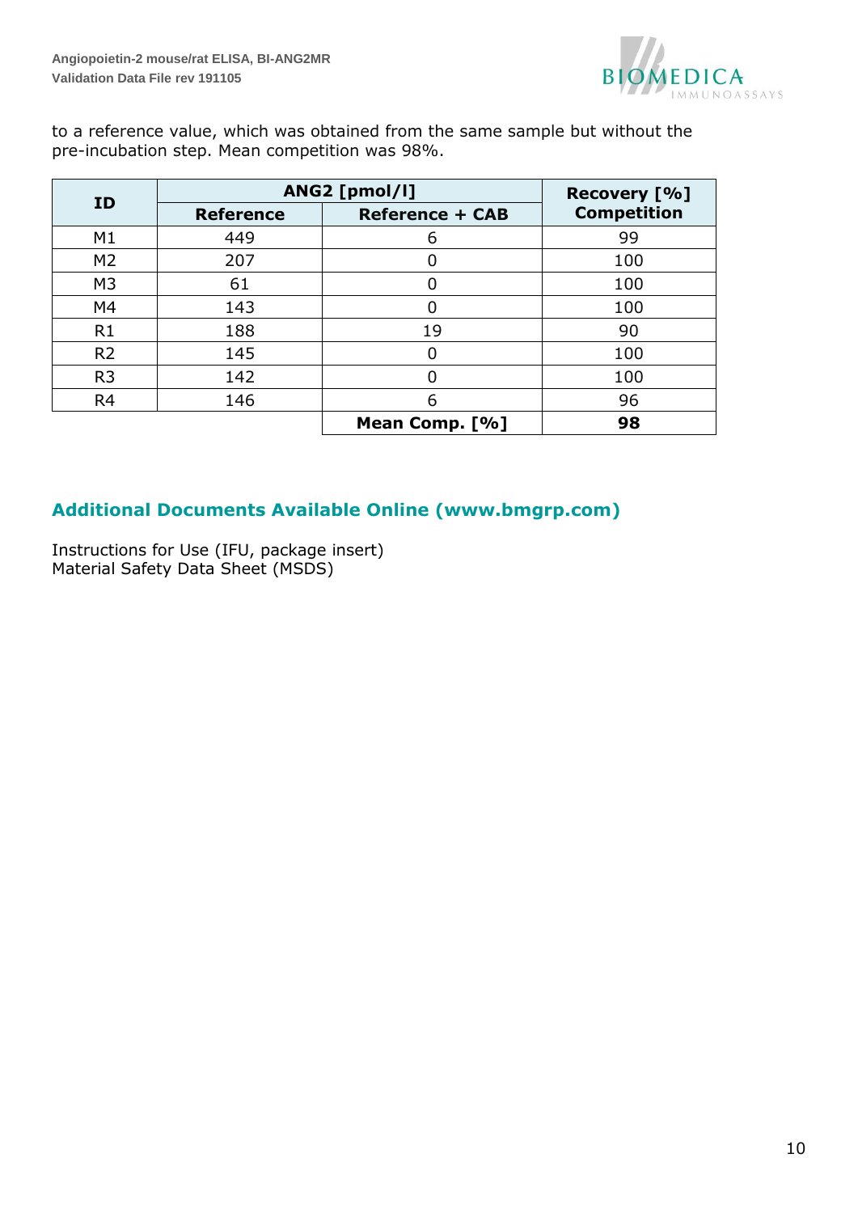to a reference value, which was obtained from the same sample but without the pre-incubation step. Mean competition was 98%.

| ID | ANG2 [pmol/l] | | Recovery [%] Competition |
|---|---|---|---|
| | Reference | Reference + CAB | |
| M1 | 449 | 6 | 99 |
| M2 | 207 | 0 | 100 |
| M3 | 61 | 0 | 100 |
| M4 | 143 | 0 | 100 |
| R1 | 188 | 19 | 90 |
| R2 | 145 | 0 | 100 |
| R3 | 142 | 0 | 100 |
| R4 | 146 | 6 | 96 |
| | | **Mean Comp. [%]** | **98** |

## Additional Documents Available Online (www.bmgrp.com)

Instructions for Use (IFU, package insert)
Material Safety Data Sheet (MSDS)